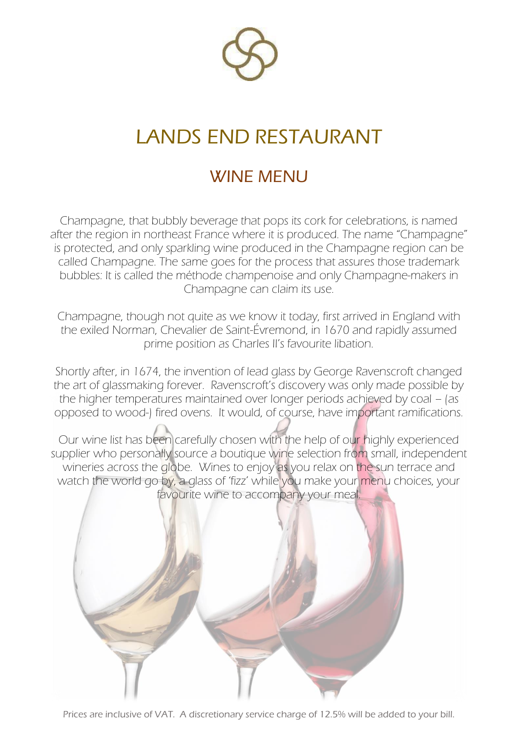# LANDS END RESTAURANT

## WINE MENU

Champagne, that bubbly beverage that pops its cork for celebrations, is named after the region in northeast France where it is produced. The name "Champagne" is protected, and only sparkling wine produced in the Champagne region can be called Champagne. The same goes for the process that assures those trademark bubbles: It is called the méthode champenoise and only Champagne-makers in Champagne can claim its use.

Champagne, though not quite as we know it today, first arrived in England with the exiled Norman, Chevalier de Saint-Évremond, in 1670 and rapidly assumed prime position as Charles II's favourite libation.

Shortly after, in 1674, the invention of lead glass by George Ravenscroft changed the art of glassmaking forever. Ravenscroft's discovery was only made possible by the higher temperatures maintained over longer periods achieved by coal – (as opposed to wood-) fired ovens. It would, of course, have important ramifications.

Our wine list has been carefully chosen with the help of our highly experienced supplier who personally source a boutique wine selection from small, independent wineries across the globe. Wines to enjoy as you relax on the sun terrace and watch the world go by, a glass of 'fizz' while you make your menu choices, your favourite wine to accompany your meal.

Prices are inclusive of VAT. A discretionary service charge of 12.5% will be added to your bill.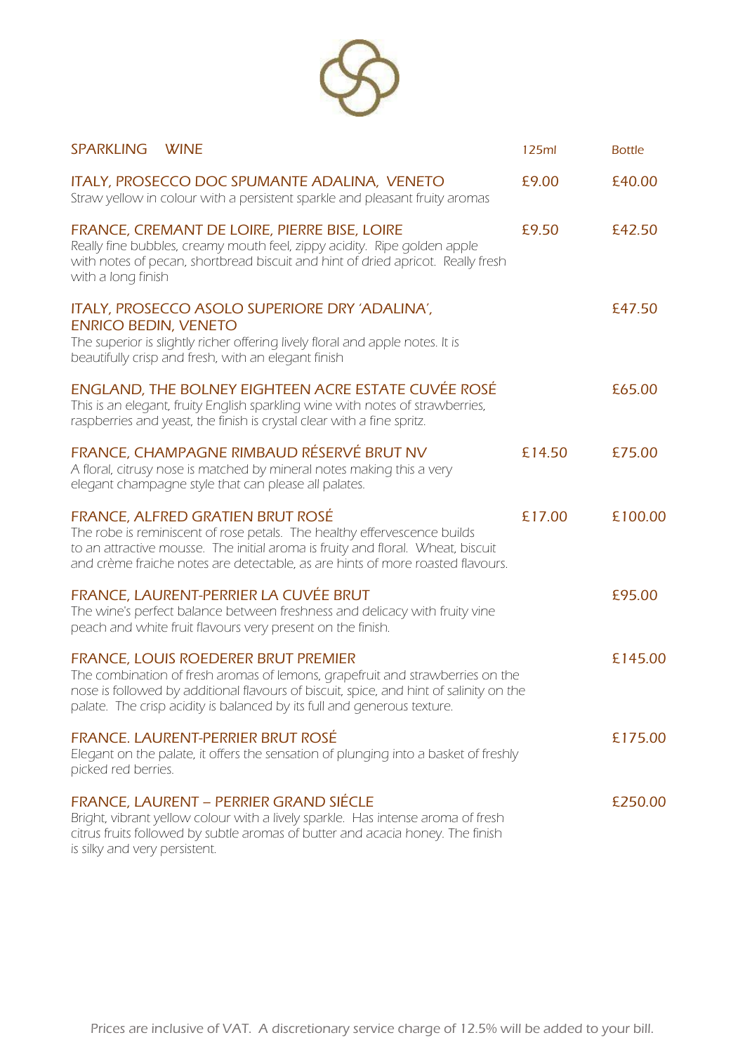| SPARKLING WINE | 125ml | Bottle |
|---|---|---|
| ITALY, PROSECCO DOC SPUMANTE ADALINA, VENETO<br>*Straw yellow in colour with a persistent sparkle and pleasant fruity aromas* | £9.00 | £40.00 |
| FRANCE, CREMANT DE LOIRE, PIERRE BISE, LOIRE<br>*Really fine bubbles, creamy mouth feel, zippy acidity. Ripe golden apple with notes of pecan, shortbread biscuit and hint of dried apricot. Really fresh with a long finish* | £9.50 | £42.50 |
| ITALY, PROSECCO ASOLO SUPERIORE DRY 'ADALINA', ENRICO BEDIN, VENETO<br>*The superior is slightly richer offering lively floral and apple notes. It is beautifully crisp and fresh, with an elegant finish* | | £47.50 |
| ENGLAND, THE BOLNEY EIGHTEEN ACRE ESTATE CUVÉE ROSÉ<br>*This is an elegant, fruity English sparkling wine with notes of strawberries, raspberries and yeast, the finish is crystal clear with a fine spritz.* | | £65.00 |
| FRANCE, CHAMPAGNE RIMBAUD RÉSERVÉ BRUT NV<br>*A floral, citrusy nose is matched by mineral notes making this a very elegant champagne style that can please all palates.* | £14.50 | £75.00 |
| FRANCE, ALFRED GRATIEN BRUT ROSÉ<br>*The robe is reminiscent of rose petals. The healthy effervescence builds to an attractive mousse. The initial aroma is fruity and floral. Wheat, biscuit and crème fraiche notes are detectable, as are hints of more roasted flavours.* | £17.00 | £100.00 |
| FRANCE, LAURENT-PERRIER LA CUVÉE BRUT<br>*The wine's perfect balance between freshness and delicacy with fruity vine peach and white fruit flavours very present on the finish.* | | £95.00 |
| FRANCE, LOUIS ROEDERER BRUT PREMIER<br>*The combination of fresh aromas of lemons, grapefruit and strawberries on the nose is followed by additional flavours of biscuit, spice, and hint of salinity on the palate. The crisp acidity is balanced by its full and generous texture.* | | £145.00 |
| FRANCE. LAURENT-PERRIER BRUT ROSÉ<br>*Elegant on the palate, it offers the sensation of plunging into a basket of freshly picked red berries.* | | £175.00 |
| FRANCE, LAURENT – PERRIER GRAND SIÉCLE<br>*Bright, vibrant yellow colour with a lively sparkle. Has intense aroma of fresh citrus fruits followed by subtle aromas of butter and acacia honey. The finish is silky and very persistent.* | | £250.00 |

Prices are inclusive of VAT. A discretionary service charge of 12.5% will be added to your bill.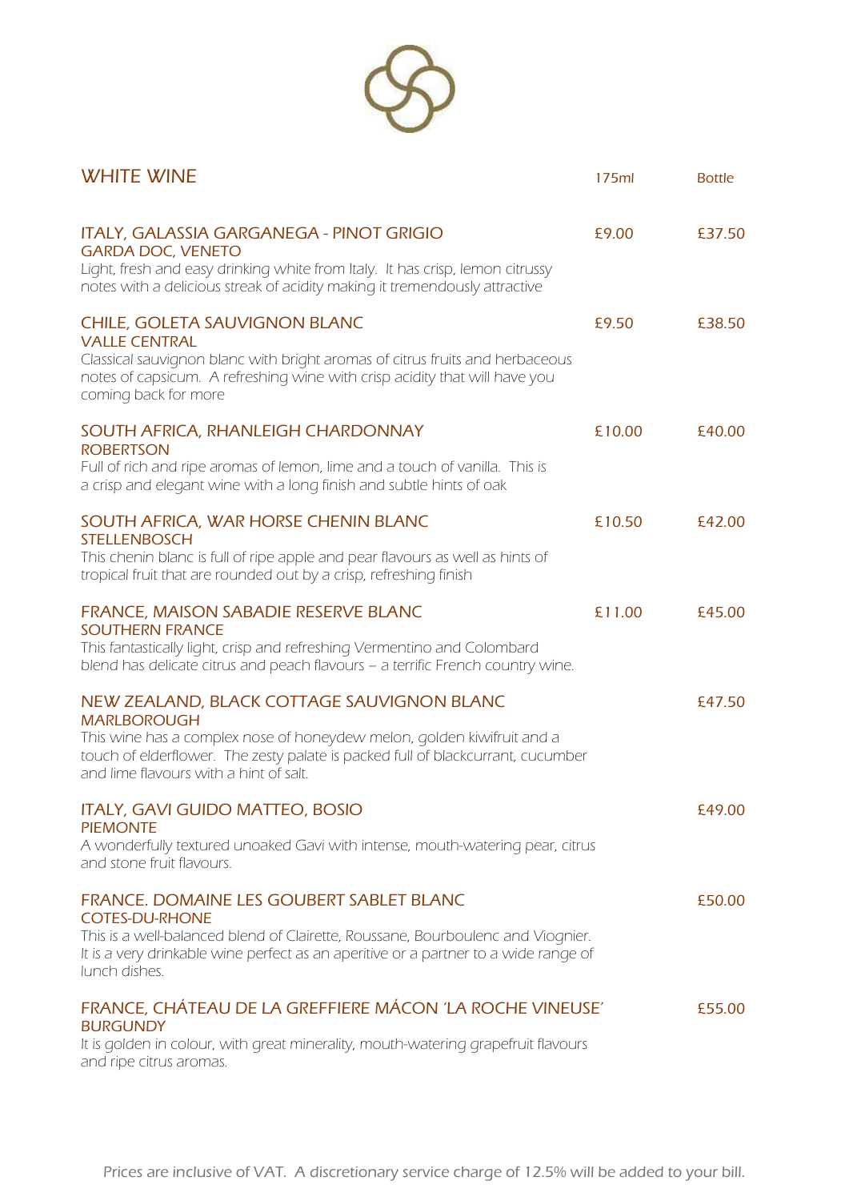## WHITE WINE

| | 175ml | Bottle |
|---|---|---|
| **ITALY, GALASSIA GARGANEGA - PINOT GRIGIO**<br>GARDA DOC, VENETO<br>*Light, fresh and easy drinking white from Italy. It has crisp, lemon citrussy notes with a delicious streak of acidity making it tremendously attractive* | £9.00 | £37.50 |
| **CHILE, GOLETA SAUVIGNON BLANC**<br>VALLE CENTRAL<br>*Classical sauvignon blanc with bright aromas of citrus fruits and herbaceous notes of capsicum. A refreshing wine with crisp acidity that will have you coming back for more* | £9.50 | £38.50 |
| **SOUTH AFRICA, RHANLEIGH CHARDONNAY**<br>ROBERTSON<br>*Full of rich and ripe aromas of lemon, lime and a touch of vanilla. This is a crisp and elegant wine with a long finish and subtle hints of oak* | £10.00 | £40.00 |
| **SOUTH AFRICA, WAR HORSE CHENIN BLANC**<br>STELLENBOSCH<br>*This chenin blanc is full of ripe apple and pear flavours as well as hints of tropical fruit that are rounded out by a crisp, refreshing finish* | £10.50 | £42.00 |
| **FRANCE, MAISON SABADIE RESERVE BLANC**<br>SOUTHERN FRANCE<br>*This fantastically light, crisp and refreshing Vermentino and Colombard blend has delicate citrus and peach flavours – a terrific French country wine.* | £11.00 | £45.00 |
| **NEW ZEALAND, BLACK COTTAGE SAUVIGNON BLANC**<br>MARLBOROUGH<br>*This wine has a complex nose of honeydew melon, golden kiwifruit and a touch of elderflower. The zesty palate is packed full of blackcurrant, cucumber and lime flavours with a hint of salt.* | | £47.50 |
| **ITALY, GAVI GUIDO MATTEO, BOSIO**<br>PIEMONTE<br>*A wonderfully textured unoaked Gavi with intense, mouth-watering pear, citrus and stone fruit flavours.* | | £49.00 |
| **FRANCE. DOMAINE LES GOUBERT SABLET BLANC**<br>COTES-DU-RHONE<br>*This is a well-balanced blend of Clairette, Roussane, Bourboulenc and Viognier. It is a very drinkable wine perfect as an aperitive or a partner to a wide range of lunch dishes.* | | £50.00 |
| **FRANCE, CHÁTEAU DE LA GREFFIERE MÁCON 'LA ROCHE VINEUSE'**<br>BURGUNDY<br>*It is golden in colour, with great minerality, mouth-watering grapefruit flavours and ripe citrus aromas.* | | £55.00 |

Prices are inclusive of VAT. A discretionary service charge of 12.5% will be added to your bill.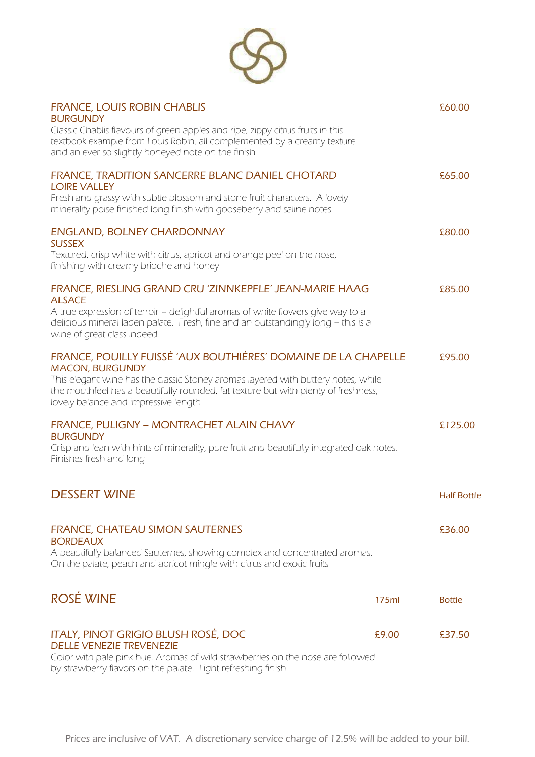**FRANCE, LOUIS ROBIN CHABLIS** — £60.00
BURGUNDY
Classic Chablis flavours of green apples and ripe, zippy citrus fruits in this textbook example from Louis Robin, all complemented by a creamy texture and an ever so slightly honeyed note on the finish

**FRANCE, TRADITION SANCERRE BLANC DANIEL CHOTARD** — £65.00
LOIRE VALLEY
Fresh and grassy with subtle blossom and stone fruit characters. A lovely minerality poise finished long finish with gooseberry and saline notes

**ENGLAND, BOLNEY CHARDONNAY** — £80.00
SUSSEX
Textured, crisp white with citrus, apricot and orange peel on the nose, finishing with creamy brioche and honey

**FRANCE, RIESLING GRAND CRU 'ZINNKEPFLE' JEAN-MARIE HAAG** — £85.00
ALSACE
A true expression of terroir – delightful aromas of white flowers give way to a delicious mineral laden palate. Fresh, fine and an outstandingly long – this is a wine of great class indeed.

**FRANCE, POUILLY FUISSÉ 'AUX BOUTHIÉRES' DOMAINE DE LA CHAPELLE** — £95.00
MACON, BURGUNDY
This elegant wine has the classic Stoney aromas layered with buttery notes, while the mouthfeel has a beautifully rounded, fat texture but with plenty of freshness, lovely balance and impressive length

**FRANCE, PULIGNY – MONTRACHET ALAIN CHAVY** — £125.00
BURGUNDY
Crisp and lean with hints of minerality, pure fruit and beautifully integrated oak notes. Finishes fresh and long

## DESSERT WINE

| | Half Bottle |
|---|---|
| **FRANCE, CHATEAU SIMON SAUTERNES**<br>BORDEAUX<br>A beautifully balanced Sauternes, showing complex and concentrated aromas. On the palate, peach and apricot mingle with citrus and exotic fruits | £36.00 |

## ROSÉ WINE

| | 175ml | Bottle |
|---|---|---|
| **ITALY, PINOT GRIGIO BLUSH ROSÉ, DOC**<br>DELLE VENEZIE TREVENEZIE<br>Color with pale pink hue. Aromas of wild strawberries on the nose are followed by strawberry flavors on the palate. Light refreshing finish | £9.00 | £37.50 |

Prices are inclusive of VAT. A discretionary service charge of 12.5% will be added to your bill.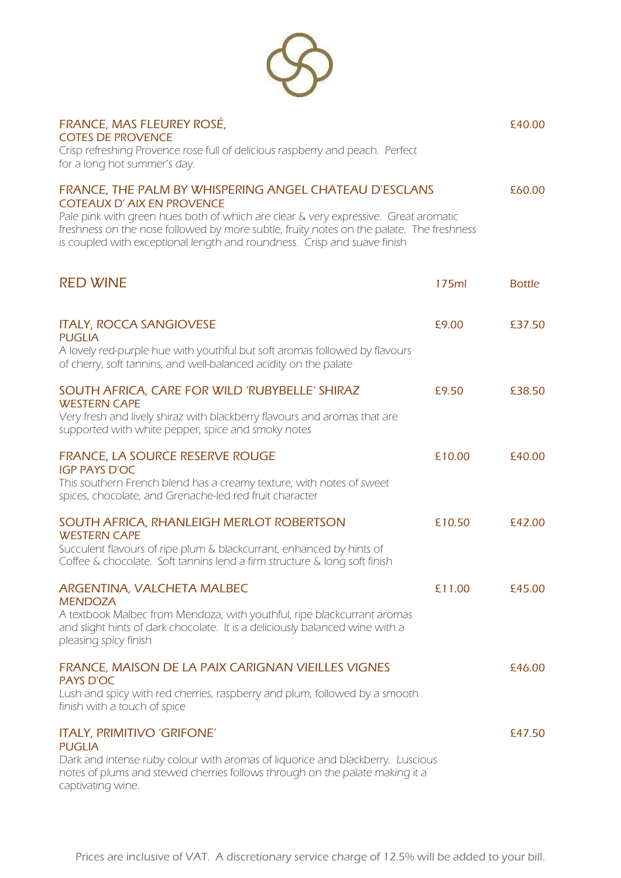**FRANCE, MAS FLEUREY ROSÉ,** £40.00
COTES DE PROVENCE
*Crisp refreshing Provence rose full of delicious raspberry and peach. Perfect for a long hot summer's day.*

**FRANCE, THE PALM BY WHISPERING ANGEL CHATEAU D'ESCLANS** £60.00
COTEAUX D' AIX EN PROVENCE
*Pale pink with green hues both of which are clear & very expressive. Great aromatic freshness on the nose followed by more subtle, fruity notes on the palate. The freshness is coupled with exceptional length and roundness. Crisp and suave finish*

## RED WINE

| | 175ml | Bottle |
|---|---|---|
| **ITALY, ROCCA SANGIOVESE**<br>PUGLIA<br>*A lovely red-purple hue with youthful but soft aromas followed by flavours of cherry, soft tannins, and well-balanced acidity on the palate* | £9.00 | £37.50 |
| **SOUTH AFRICA, CARE FOR WILD 'RUBYBELLE' SHIRAZ**<br>WESTERN CAPE<br>*Very fresh and lively shiraz with blackberry flavours and aromas that are supported with white pepper, spice and smoky notes* | £9.50 | £38.50 |
| **FRANCE, LA SOURCE RESERVE ROUGE**<br>IGP PAYS D'OC<br>*This southern French blend has a creamy texture, with notes of sweet spices, chocolate, and Grenache-led red fruit character* | £10.00 | £40.00 |
| **SOUTH AFRICA, RHANLEIGH MERLOT ROBERTSON**<br>WESTERN CAPE<br>*Succulent flavours of ripe plum & blackcurrant, enhanced by hints of Coffee & chocolate. Soft tannins lend a firm structure & long soft finish* | £10.50 | £42.00 |
| **ARGENTINA, VALCHETA MALBEC**<br>MENDOZA<br>*A textbook Malbec from Mendoza, with youthful, ripe blackcurrant aromas and slight hints of dark chocolate. It is a deliciously balanced wine with a pleasing spicy finish* | £11.00 | £45.00 |
| **FRANCE, MAISON DE LA PAIX CARIGNAN VIEILLES VIGNES**<br>PAYS D'OC<br>*Lush and spicy with red cherries, raspberry and plum, followed by a smooth finish with a touch of spice* | | £46.00 |
| **ITALY, PRIMITIVO 'GRIFONE'**<br>PUGLIA<br>*Dark and intense ruby colour with aromas of liquorice and blackberry. Luscious notes of plums and stewed cherries follows through on the palate making it a captivating wine.* | | £47.50 |

Prices are inclusive of VAT. A discretionary service charge of 12.5% will be added to your bill.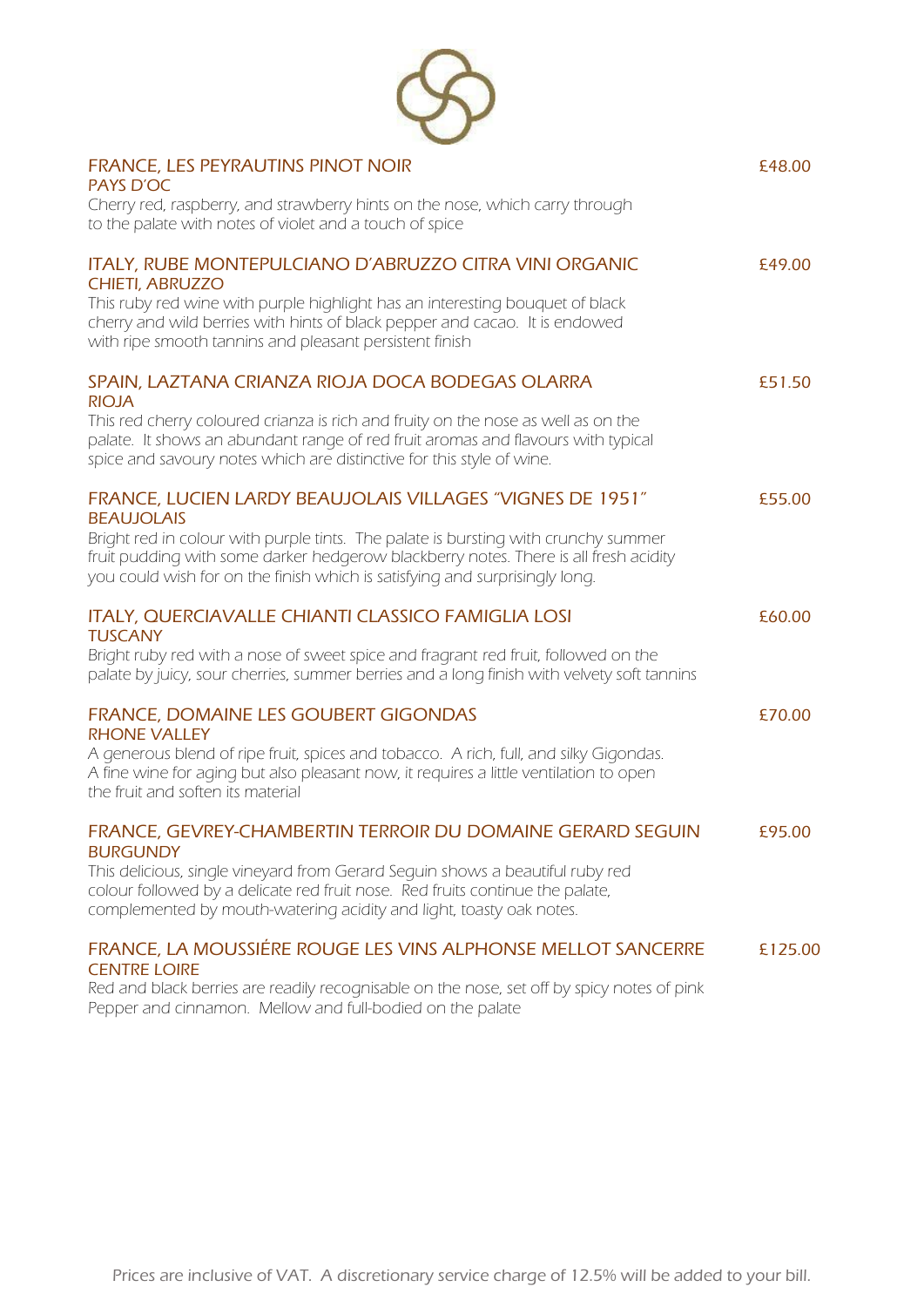### FRANCE, LES PEYRAUTINS PINOT NOIR — £48.00
PAYS D'OC

*Cherry red, raspberry, and strawberry hints on the nose, which carry through to the palate with notes of violet and a touch of spice*

### ITALY, RUBE MONTEPULCIANO D'ABRUZZO CITRA VINI ORGANIC — £49.00
CHIETI, ABRUZZO

This ruby red wine with purple highlight has an interesting bouquet of black cherry and wild berries with hints of black pepper and cacao. It is endowed with ripe smooth tannins and pleasant persistent finish

### SPAIN, LAZTANA CRIANZA RIOJA DOCA BODEGAS OLARRA — £51.50
RIOJA

This red cherry coloured crianza is rich and fruity on the nose as well as on the palate. It shows an abundant range of red fruit aromas and flavours with typical spice and savoury notes which are distinctive for this style of wine.

### FRANCE, LUCIEN LARDY BEAUJOLAIS VILLAGES "VIGNES DE 1951" — £55.00
BEAUJOLAIS

*Bright red in colour with purple tints. The palate is bursting with crunchy summer fruit pudding with some darker hedgerow blackberry notes. There is all fresh acidity you could wish for on the finish which is satisfying and surprisingly long.*

### ITALY, QUERCIAVALLE CHIANTI CLASSICO FAMIGLIA LOSI — £60.00
TUSCANY

Bright ruby red with a nose of sweet spice and fragrant red fruit, followed on the palate by juicy, sour cherries, summer berries and a long finish with velvety soft tannins

### FRANCE, DOMAINE LES GOUBERT GIGONDAS — £70.00
RHONE VALLEY

*A generous blend of ripe fruit, spices and tobacco. A rich, full, and silky Gigondas. A fine wine for aging but also pleasant now, it requires a little ventilation to open the fruit and soften its material*

### FRANCE, GEVREY-CHAMBERTIN TERROIR DU DOMAINE GERARD SEGUIN — £95.00
BURGUNDY

This delicious, single vineyard from Gerard Seguin shows a beautiful ruby red colour followed by a delicate red fruit nose. Red fruits continue the palate, complemented by mouth-watering acidity and light, toasty oak notes.

### FRANCE, LA MOUSSIÉRE ROUGE LES VINS ALPHONSE MELLOT SANCERRE — £125.00
CENTRE LOIRE

Red and black berries are readily recognisable on the nose, set off by spicy notes of pink Pepper and cinnamon. Mellow and full-bodied on the palate

Prices are inclusive of VAT. A discretionary service charge of 12.5% will be added to your bill.